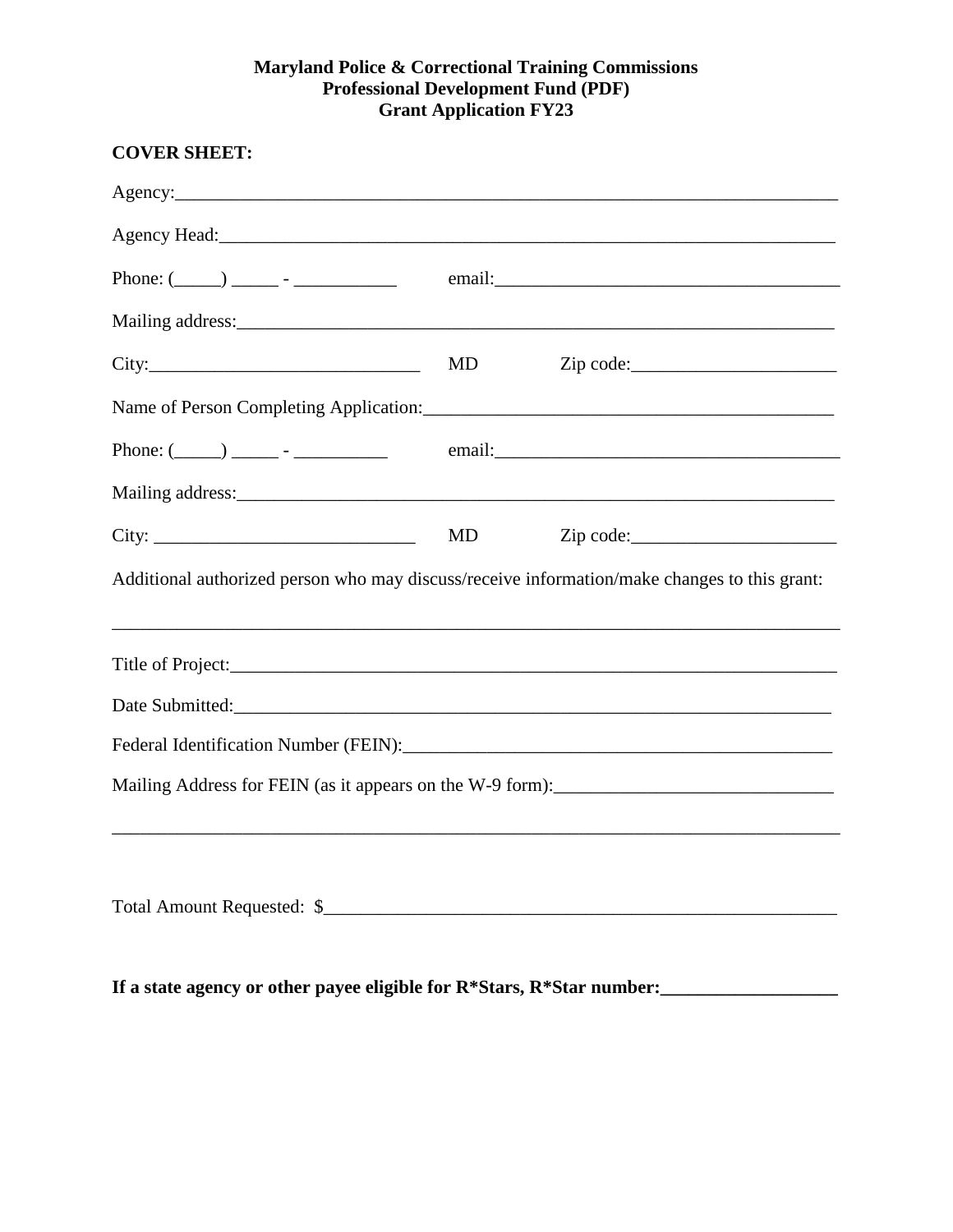**Maryland Police & Correctional Training Commissions**
**Professional Development Fund (PDF)**
**Grant Application FY23**

**COVER SHEET:**

Agency:___________________________________________________________________________

Agency Head:______________________________________________________________________

Phone: (_____) _____ - ___________ email:_____________________________________

Mailing address:____________________________________________________________________

City:_____________________________ MD Zip code:______________________

Name of Person Completing Application:_____________________________________________

Phone: (_____) _____ - __________ email:_____________________________________

Mailing address:____________________________________________________________________

City: ____________________________ MD Zip code:______________________

Additional authorized person who may discuss/receive information/make changes to this grant:

__________________________________________________________________________________

Title of Project:____________________________________________________________________

Date Submitted:____________________________________________________________________

Federal Identification Number (FEIN):_______________________________________________

Mailing Address for FEIN (as it appears on the W-9 form):______________________________

__________________________________________________________________________________

Total Amount Requested: $__________________________________________________________

**If a state agency or other payee eligible for R*Stars, R*Star number:___________________**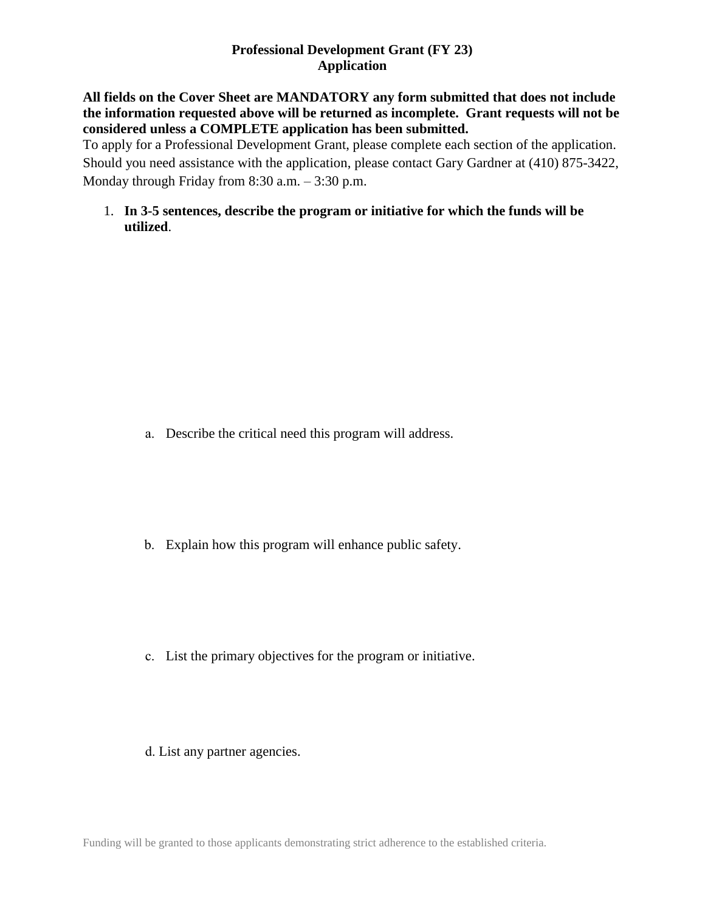**Professional Development Grant (FY 23)**
**Application**

**All fields on the Cover Sheet are MANDATORY any form submitted that does not include the information requested above will be returned as incomplete. Grant requests will not be considered unless a COMPLETE application has been submitted.**

To apply for a Professional Development Grant, please complete each section of the application. Should you need assistance with the application, please contact Gary Gardner at (410) 875-3422, Monday through Friday from 8:30 a.m. – 3:30 p.m.

1. **In 3-5 sentences, describe the program or initiative for which the funds will be utilized**.

   a. Describe the critical need this program will address.

   b. Explain how this program will enhance public safety.

   c. List the primary objectives for the program or initiative.

   d. List any partner agencies.

Funding will be granted to those applicants demonstrating strict adherence to the established criteria.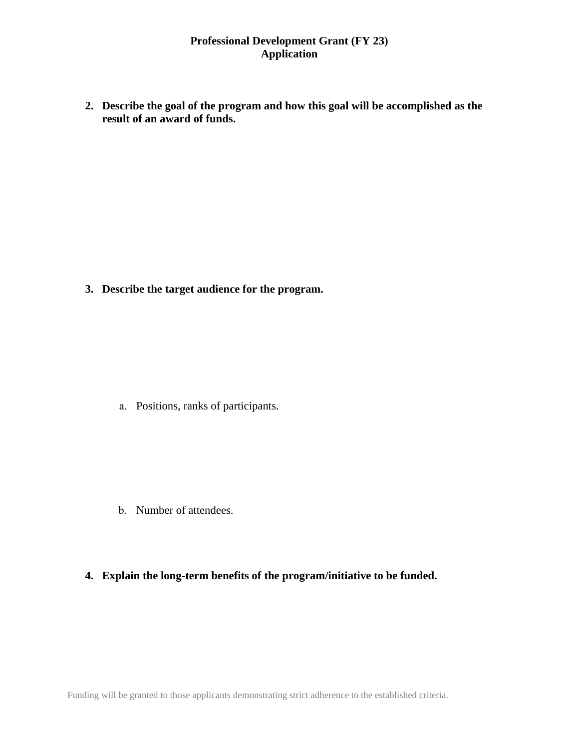2. **Describe the goal of the program and how this goal will be accomplished as the result of an award of funds.**

3. **Describe the target audience for the program.**

   a. Positions, ranks of participants.

   b. Number of attendees.

4. **Explain the long-term benefits of the program/initiative to be funded.**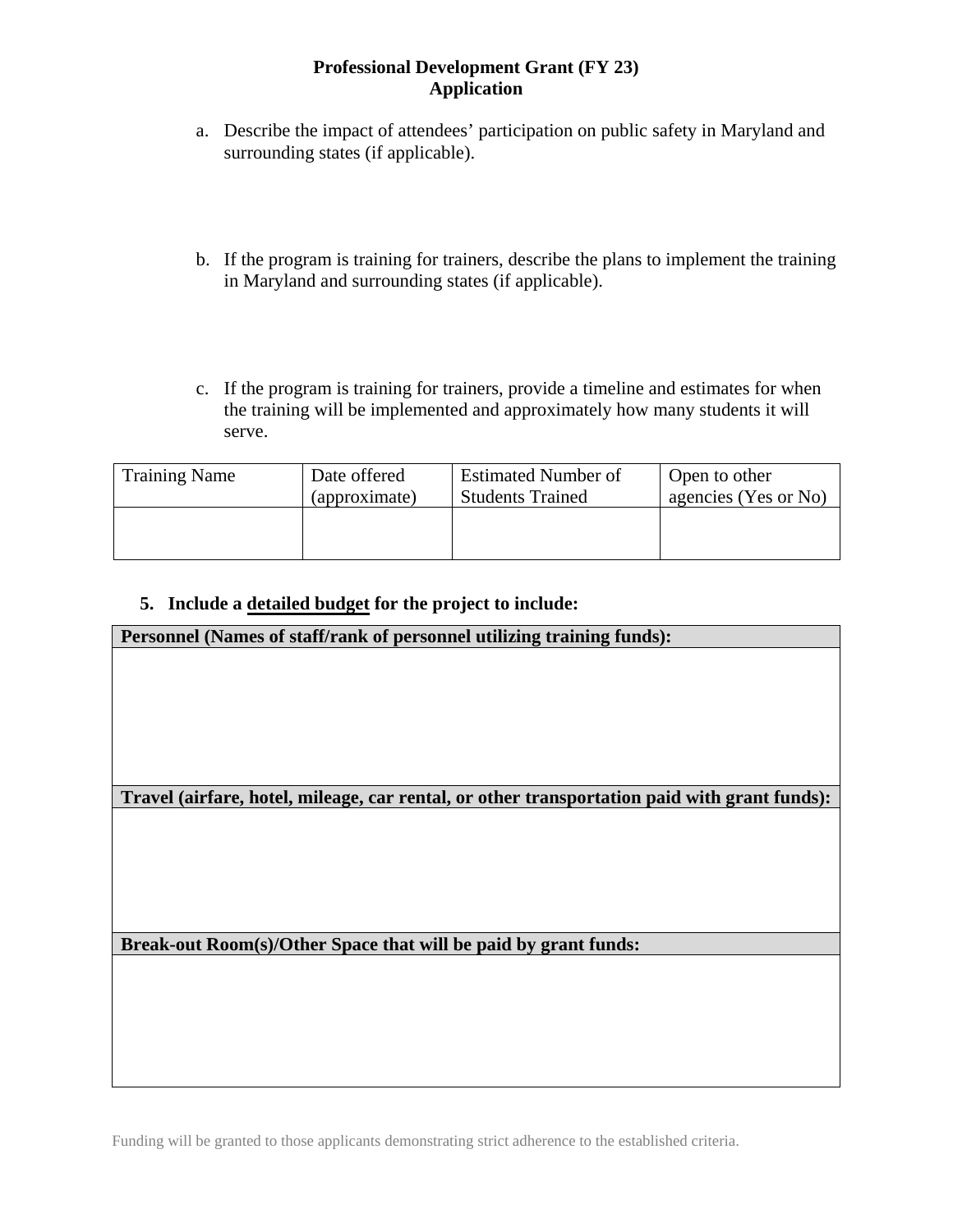**Professional Development Grant (FY 23)**
**Application**

a. Describe the impact of attendees' participation on public safety in Maryland and surrounding states (if applicable).

b. If the program is training for trainers, describe the plans to implement the training in Maryland and surrounding states (if applicable).

c. If the program is training for trainers, provide a timeline and estimates for when the training will be implemented and approximately how many students it will serve.

| Training Name | Date offered (approximate) | Estimated Number of Students Trained | Open to other agencies (Yes or No) |
|---|---|---|---|
| | | | |

**5. Include a <u>detailed budget</u> for the project to include:**

| **Personnel (Names of staff/rank of personnel utilizing training funds):** |
|---|
| |

| **Travel (airfare, hotel, mileage, car rental, or other transportation paid with grant funds):** |
|---|
| |

| **Break-out Room(s)/Other Space that will be paid by grant funds:** |
|---|
| |

Funding will be granted to those applicants demonstrating strict adherence to the established criteria.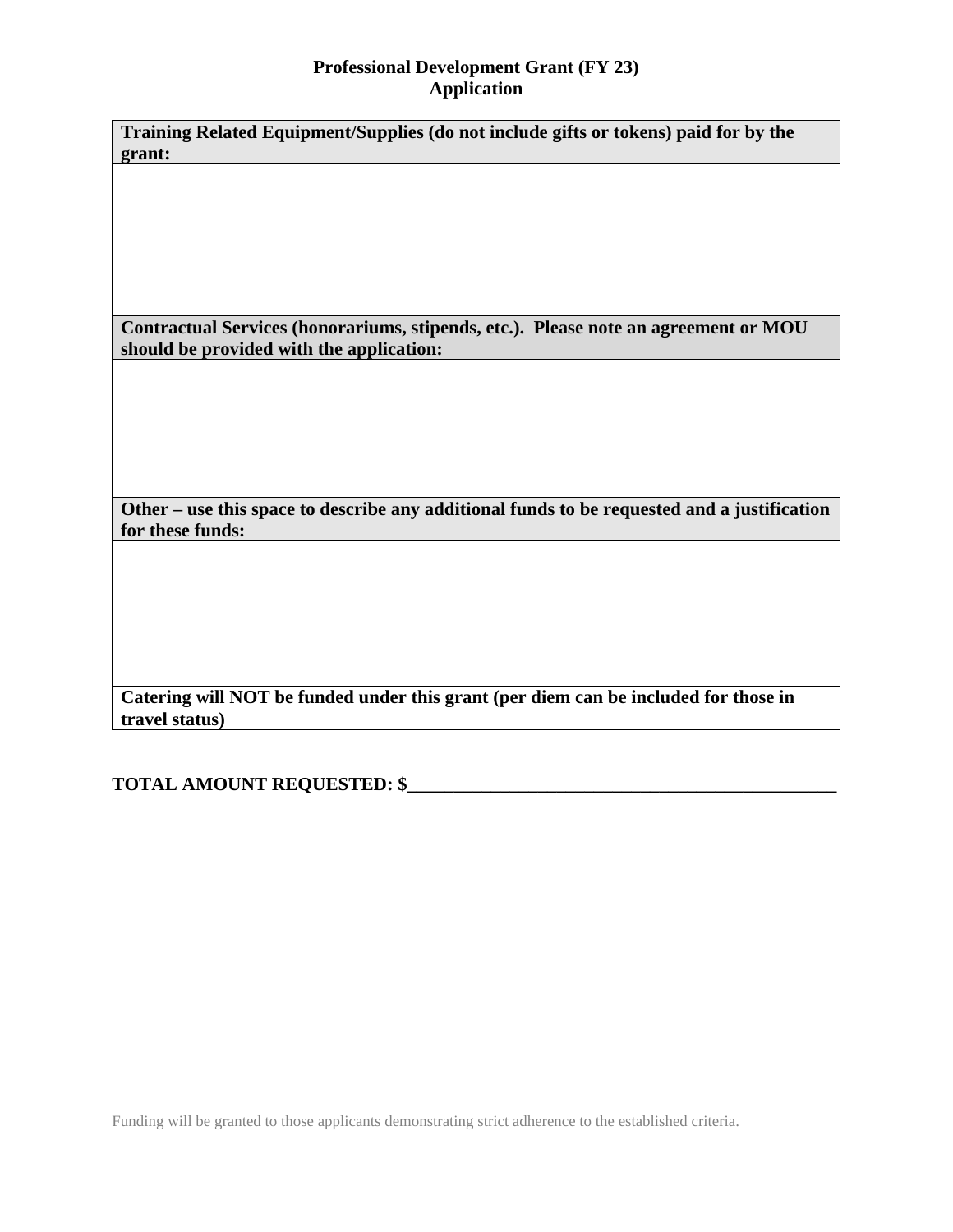**Professional Development Grant (FY 23)**
**Application**

| |
|---|
| **Training Related Equipment/Supplies (do not include gifts or tokens) paid for by the grant:** |
| |
| **Contractual Services (honorariums, stipends, etc.). Please note an agreement or MOU should be provided with the application:** |
| |
| **Other – use this space to describe any additional funds to be requested and a justification for these funds:** |
| |
| **Catering will NOT be funded under this grant (per diem can be included for those in travel status)** |

**TOTAL AMOUNT REQUESTED: $_______________________________________________**

Funding will be granted to those applicants demonstrating strict adherence to the established criteria.